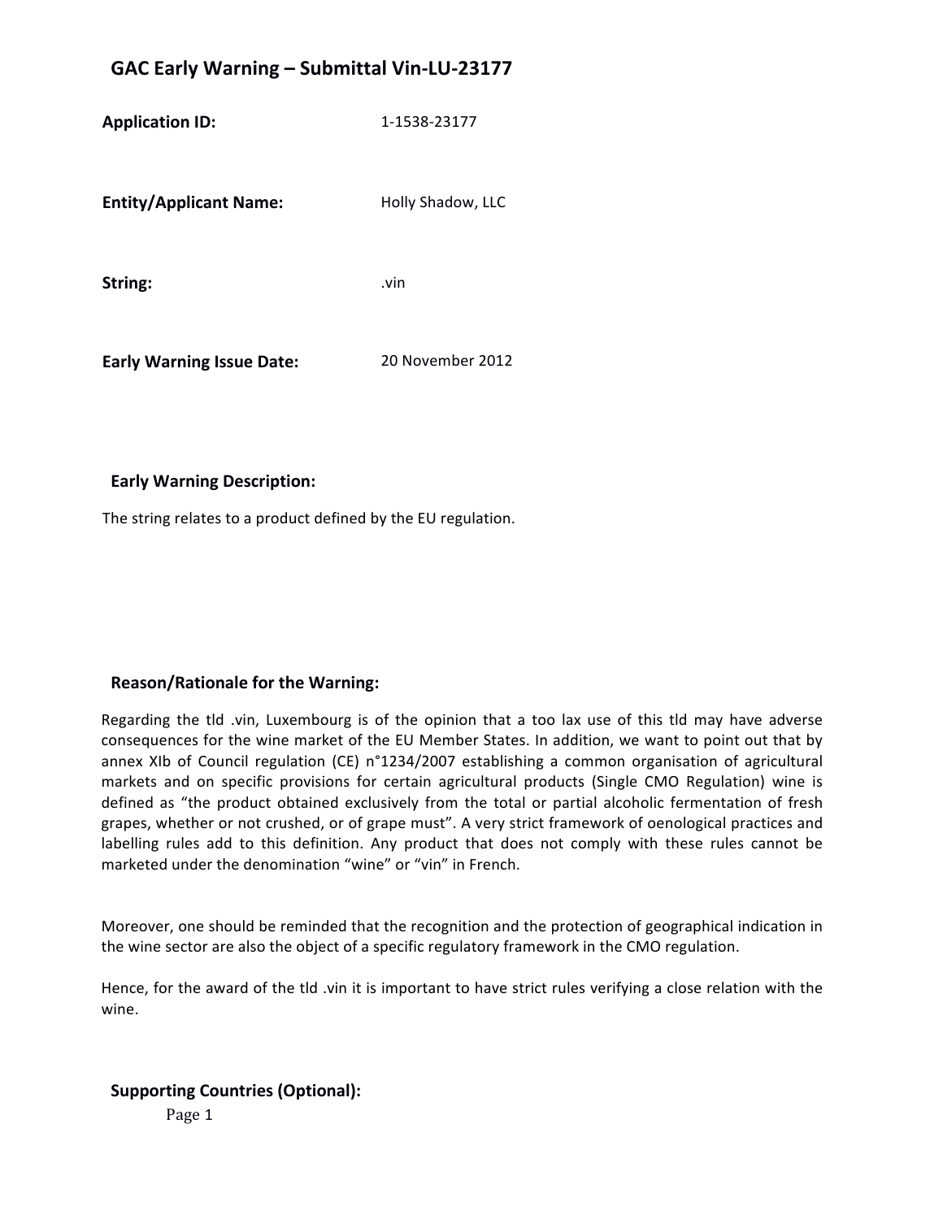# GAC Early Warning – Submittal Vin-LU-23177

**Application ID:** 1-1538-23177

**Entity/Applicant Name:** Holly Shadow, LLC

**String:** .vin

**Early Warning Issue Date:** 20 November 2012

## Early Warning Description:

The string relates to a product defined by the EU regulation.

## Reason/Rationale for the Warning:

Regarding the tld .vin, Luxembourg is of the opinion that a too lax use of this tld may have adverse consequences for the wine market of the EU Member States. In addition, we want to point out that by annex XIb of Council regulation (CE) n°1234/2007 establishing a common organisation of agricultural markets and on specific provisions for certain agricultural products (Single CMO Regulation) wine is defined as "the product obtained exclusively from the total or partial alcoholic fermentation of fresh grapes, whether or not crushed, or of grape must". A very strict framework of oenological practices and labelling rules add to this definition. Any product that does not comply with these rules cannot be marketed under the denomination "wine" or "vin" in French.

Moreover, one should be reminded that the recognition and the protection of geographical indication in the wine sector are also the object of a specific regulatory framework in the CMO regulation.

Hence, for the award of the tld .vin it is important to have strict rules verifying a close relation with the wine.

## Supporting Countries (Optional):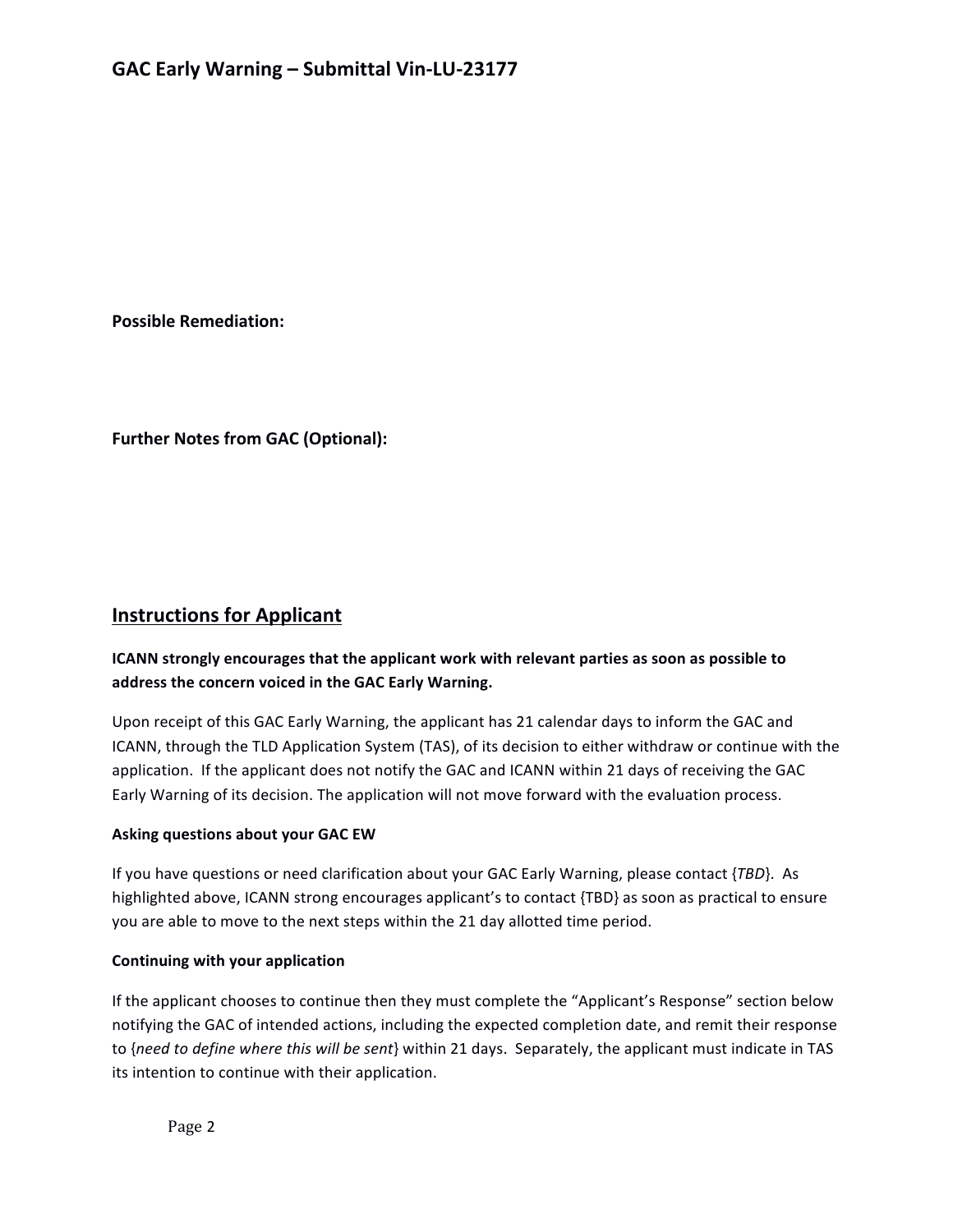**Possible Remediation:**

**Further Notes from GAC (Optional):**

## Instructions for Applicant

**ICANN strongly encourages that the applicant work with relevant parties as soon as possible to address the concern voiced in the GAC Early Warning.**

Upon receipt of this GAC Early Warning, the applicant has 21 calendar days to inform the GAC and ICANN, through the TLD Application System (TAS), of its decision to either withdraw or continue with the application. If the applicant does not notify the GAC and ICANN within 21 days of receiving the GAC Early Warning of its decision. The application will not move forward with the evaluation process.

**Asking questions about your GAC EW**

If you have questions or need clarification about your GAC Early Warning, please contact {*TBD*}. As highlighted above, ICANN strong encourages applicant's to contact {TBD} as soon as practical to ensure you are able to move to the next steps within the 21 day allotted time period.

**Continuing with your application**

If the applicant chooses to continue then they must complete the "Applicant's Response" section below notifying the GAC of intended actions, including the expected completion date, and remit their response to {*need to define where this will be sent*} within 21 days. Separately, the applicant must indicate in TAS its intention to continue with their application.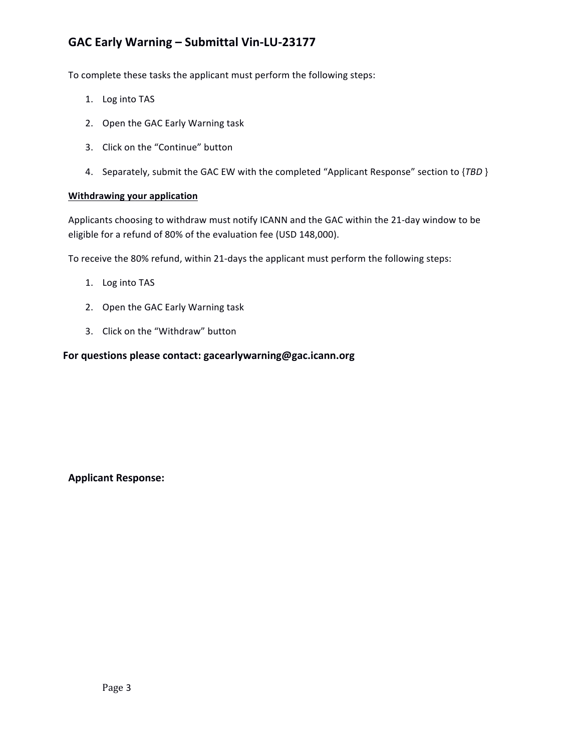To complete these tasks the applicant must perform the following steps:

1. Log into TAS
2. Open the GAC Early Warning task
3. Click on the "Continue" button
4. Separately, submit the GAC EW with the completed "Applicant Response" section to {*TBD* }

**Withdrawing your application**

Applicants choosing to withdraw must notify ICANN and the GAC within the 21-day window to be eligible for a refund of 80% of the evaluation fee (USD 148,000).

To receive the 80% refund, within 21-days the applicant must perform the following steps:

1. Log into TAS
2. Open the GAC Early Warning task
3. Click on the "Withdraw" button

**For questions please contact: gacearlywarning@gac.icann.org**

**Applicant Response:**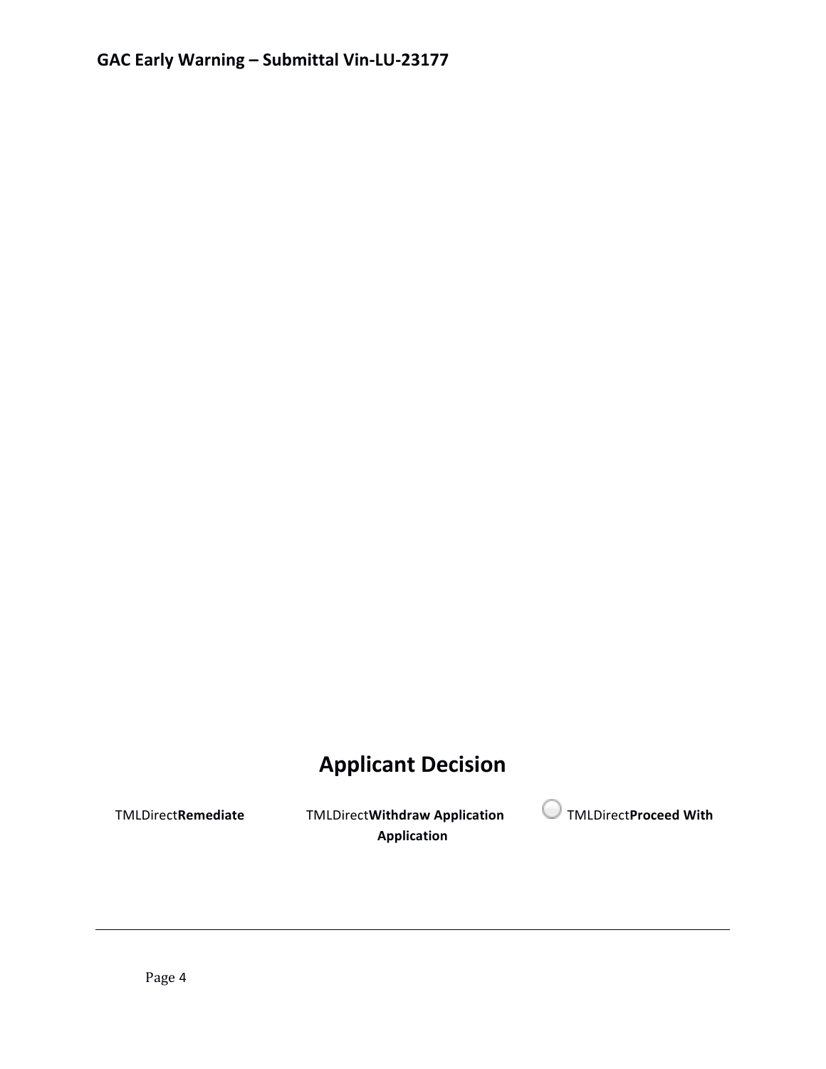## Applicant Decision

TMLDirect**Remediate** TMLDirect**Withdraw Application Application** TMLDirect**Proceed With**